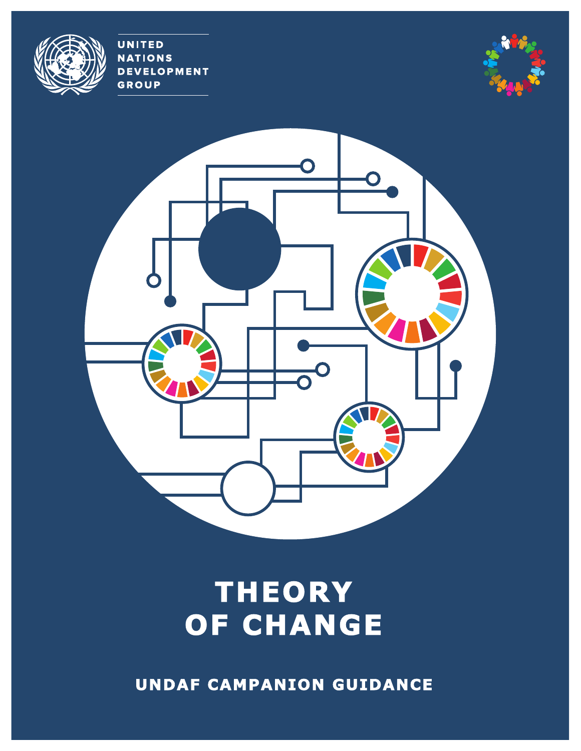UNITED NATIONS DEVELOPMENT GROUP

# THEORY OF CHANGE

## UNDAF CAMPANION GUIDANCE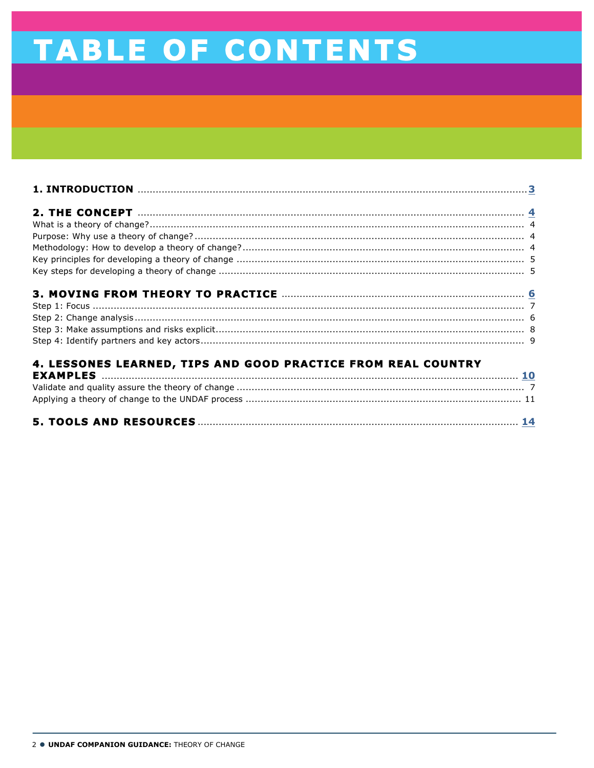# TABLE OF CONTENTS

**1. INTRODUCTION** .......... **3**

**2. THE CONCEPT** .......... **4**

What is a theory of change? .......... 4

Purpose: Why use a theory of change? .......... 4

Methodology: How to develop a theory of change? .......... 4

Key principles for developing a theory of change .......... 5

Key steps for developing a theory of change .......... 5

**3. MOVING FROM THEORY TO PRACTICE** .......... **6**

Step 1: Focus .......... 7

Step 2: Change analysis .......... 6

Step 3: Make assumptions and risks explicit .......... 8

Step 4: Identify partners and key actors .......... 9

**4. LESSONES LEARNED, TIPS AND GOOD PRACTICE FROM REAL COUNTRY EXAMPLES** .......... **10**

Validate and quality assure the theory of change .......... 7

Applying a theory of change to the UNDAF process .......... 11

**5. TOOLS AND RESOURCES** .......... **14**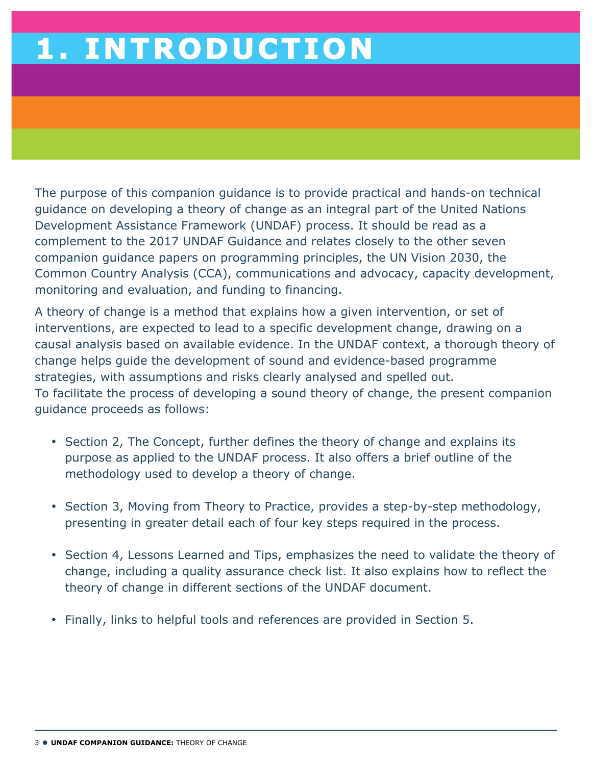# 1. INTRODUCTION

The purpose of this companion guidance is to provide practical and hands-on technical guidance on developing a theory of change as an integral part of the United Nations Development Assistance Framework (UNDAF) process. It should be read as a complement to the 2017 UNDAF Guidance and relates closely to the other seven companion guidance papers on programming principles, the UN Vision 2030, the Common Country Analysis (CCA), communications and advocacy, capacity development, monitoring and evaluation, and funding to financing.

A theory of change is a method that explains how a given intervention, or set of interventions, are expected to lead to a specific development change, drawing on a causal analysis based on available evidence. In the UNDAF context, a thorough theory of change helps guide the development of sound and evidence-based programme strategies, with assumptions and risks clearly analysed and spelled out.
To facilitate the process of developing a sound theory of change, the present companion guidance proceeds as follows:

- Section 2, The Concept, further defines the theory of change and explains its purpose as applied to the UNDAF process. It also offers a brief outline of the methodology used to develop a theory of change.
- Section 3, Moving from Theory to Practice, provides a step-by-step methodology, presenting in greater detail each of four key steps required in the process.
- Section 4, Lessons Learned and Tips, emphasizes the need to validate the theory of change, including a quality assurance check list. It also explains how to reflect the theory of change in different sections of the UNDAF document.
- Finally, links to helpful tools and references are provided in Section 5.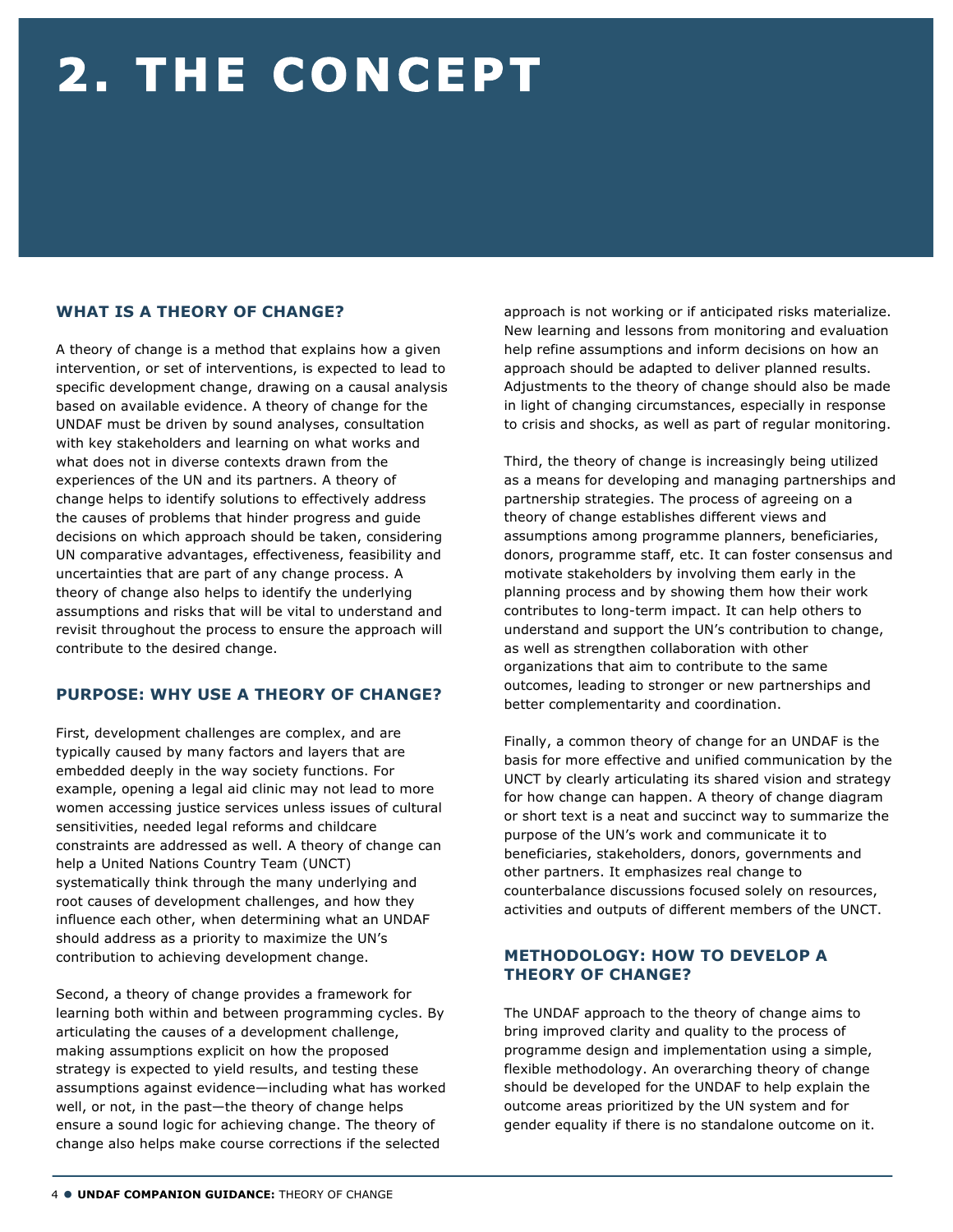# 2. THE CONCEPT

## WHAT IS A THEORY OF CHANGE?

A theory of change is a method that explains how a given intervention, or set of interventions, is expected to lead to specific development change, drawing on a causal analysis based on available evidence. A theory of change for the UNDAF must be driven by sound analyses, consultation with key stakeholders and learning on what works and what does not in diverse contexts drawn from the experiences of the UN and its partners. A theory of change helps to identify solutions to effectively address the causes of problems that hinder progress and guide decisions on which approach should be taken, considering UN comparative advantages, effectiveness, feasibility and uncertainties that are part of any change process. A theory of change also helps to identify the underlying assumptions and risks that will be vital to understand and revisit throughout the process to ensure the approach will contribute to the desired change.

## PURPOSE: WHY USE A THEORY OF CHANGE?

First, development challenges are complex, and are typically caused by many factors and layers that are embedded deeply in the way society functions. For example, opening a legal aid clinic may not lead to more women accessing justice services unless issues of cultural sensitivities, needed legal reforms and childcare constraints are addressed as well. A theory of change can help a United Nations Country Team (UNCT) systematically think through the many underlying and root causes of development challenges, and how they influence each other, when determining what an UNDAF should address as a priority to maximize the UN's contribution to achieving development change.

Second, a theory of change provides a framework for learning both within and between programming cycles. By articulating the causes of a development challenge, making assumptions explicit on how the proposed strategy is expected to yield results, and testing these assumptions against evidence—including what has worked well, or not, in the past—the theory of change helps ensure a sound logic for achieving change. The theory of change also helps make course corrections if the selected approach is not working or if anticipated risks materialize. New learning and lessons from monitoring and evaluation help refine assumptions and inform decisions on how an approach should be adapted to deliver planned results. Adjustments to the theory of change should also be made in light of changing circumstances, especially in response to crisis and shocks, as well as part of regular monitoring.

Third, the theory of change is increasingly being utilized as a means for developing and managing partnerships and partnership strategies. The process of agreeing on a theory of change establishes different views and assumptions among programme planners, beneficiaries, donors, programme staff, etc. It can foster consensus and motivate stakeholders by involving them early in the planning process and by showing them how their work contributes to long-term impact. It can help others to understand and support the UN's contribution to change, as well as strengthen collaboration with other organizations that aim to contribute to the same outcomes, leading to stronger or new partnerships and better complementarity and coordination.

Finally, a common theory of change for an UNDAF is the basis for more effective and unified communication by the UNCT by clearly articulating its shared vision and strategy for how change can happen. A theory of change diagram or short text is a neat and succinct way to summarize the purpose of the UN's work and communicate it to beneficiaries, stakeholders, donors, governments and other partners. It emphasizes real change to counterbalance discussions focused solely on resources, activities and outputs of different members of the UNCT.

## METHODOLOGY: HOW TO DEVELOP A THEORY OF CHANGE?

The UNDAF approach to the theory of change aims to bring improved clarity and quality to the process of programme design and implementation using a simple, flexible methodology. An overarching theory of change should be developed for the UNDAF to help explain the outcome areas prioritized by the UN system and for gender equality if there is no standalone outcome on it.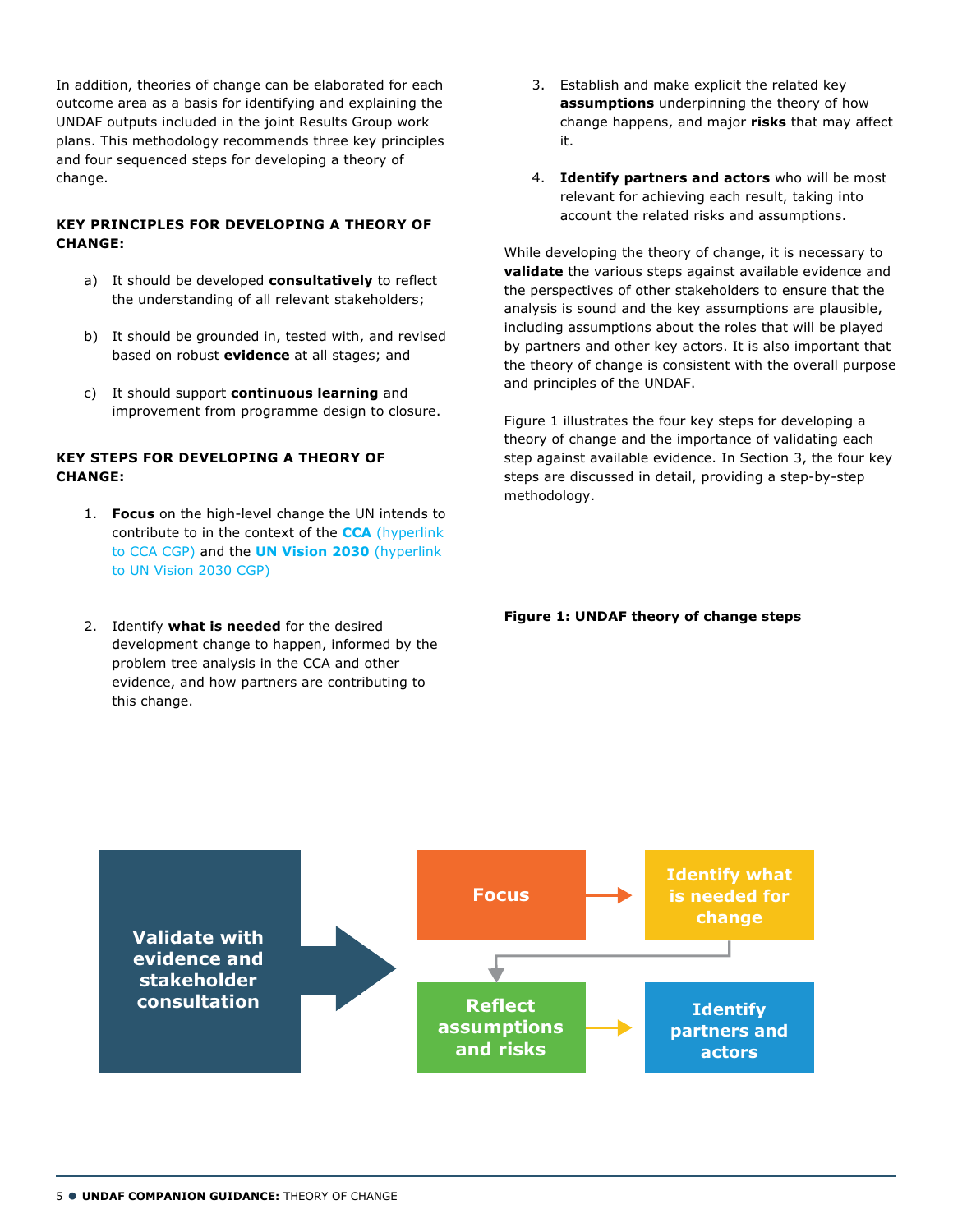In addition, theories of change can be elaborated for each outcome area as a basis for identifying and explaining the UNDAF outputs included in the joint Results Group work plans. This methodology recommends three key principles and four sequenced steps for developing a theory of change.

**KEY PRINCIPLES FOR DEVELOPING A THEORY OF CHANGE:**

a) It should be developed **consultatively** to reflect the understanding of all relevant stakeholders;

b) It should be grounded in, tested with, and revised based on robust **evidence** at all stages; and

c) It should support **continuous learning** and improvement from programme design to closure.

**KEY STEPS FOR DEVELOPING A THEORY OF CHANGE:**

1. **Focus** on the high-level change the UN intends to contribute to in the context of the **CCA** (hyperlink to CCA CGP) and the **UN Vision 2030** (hyperlink to UN Vision 2030 CGP)

2. Identify **what is needed** for the desired development change to happen, informed by the problem tree analysis in the CCA and other evidence, and how partners are contributing to this change.

3. Establish and make explicit the related key **assumptions** underpinning the theory of how change happens, and major **risks** that may affect it.

4. **Identify partners and actors** who will be most relevant for achieving each result, taking into account the related risks and assumptions.

While developing the theory of change, it is necessary to **validate** the various steps against available evidence and the perspectives of other stakeholders to ensure that the analysis is sound and the key assumptions are plausible, including assumptions about the roles that will be played by partners and other key actors. It is also important that the theory of change is consistent with the overall purpose and principles of the UNDAF.

Figure 1 illustrates the four key steps for developing a theory of change and the importance of validating each step against available evidence. In Section 3, the four key steps are discussed in detail, providing a step-by-step methodology.

**Figure 1: UNDAF theory of change steps**

Validate with evidence and stakeholder consultation → Focus → Identify what is needed for change → Reflect assumptions and risks → Identify partners and actors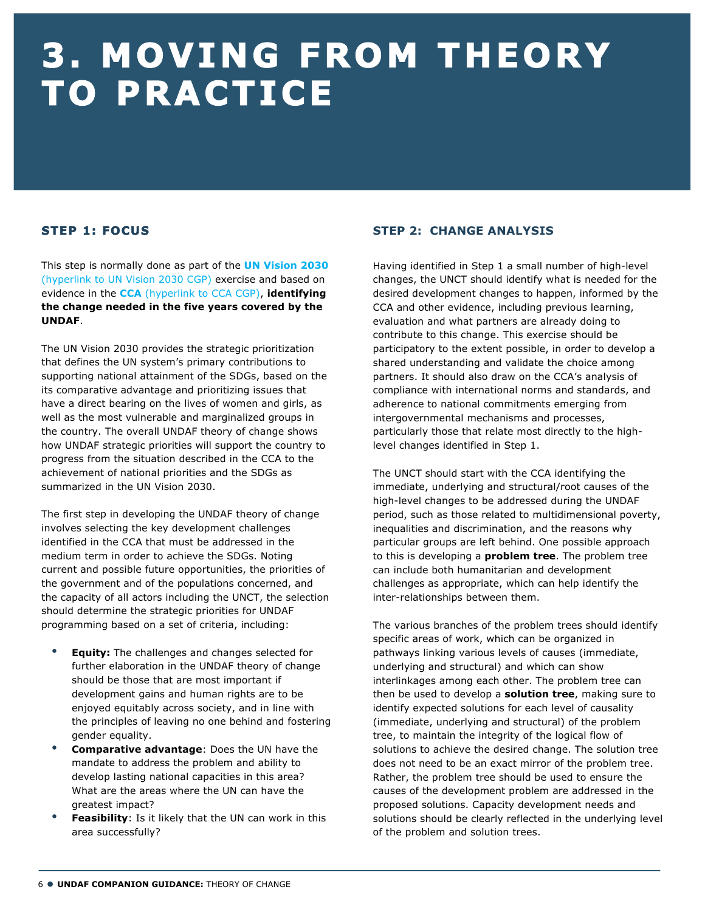# 3. MOVING FROM THEORY TO PRACTICE

## STEP 1: FOCUS

This step is normally done as part of the **UN Vision 2030** (hyperlink to UN Vision 2030 CGP) exercise and based on evidence in the **CCA** (hyperlink to CCA CGP), **identifying the change needed in the five years covered by the UNDAF**.

The UN Vision 2030 provides the strategic prioritization that defines the UN system's primary contributions to supporting national attainment of the SDGs, based on the its comparative advantage and prioritizing issues that have a direct bearing on the lives of women and girls, as well as the most vulnerable and marginalized groups in the country. The overall UNDAF theory of change shows how UNDAF strategic priorities will support the country to progress from the situation described in the CCA to the achievement of national priorities and the SDGs as summarized in the UN Vision 2030.

The first step in developing the UNDAF theory of change involves selecting the key development challenges identified in the CCA that must be addressed in the medium term in order to achieve the SDGs. Noting current and possible future opportunities, the priorities of the government and of the populations concerned, and the capacity of all actors including the UNCT, the selection should determine the strategic priorities for UNDAF programming based on a set of criteria, including:

- **Equity:** The challenges and changes selected for further elaboration in the UNDAF theory of change should be those that are most important if development gains and human rights are to be enjoyed equitably across society, and in line with the principles of leaving no one behind and fostering gender equality.
- **Comparative advantage**: Does the UN have the mandate to address the problem and ability to develop lasting national capacities in this area? What are the areas where the UN can have the greatest impact?
- **Feasibility**: Is it likely that the UN can work in this area successfully?

## STEP 2: CHANGE ANALYSIS

Having identified in Step 1 a small number of high-level changes, the UNCT should identify what is needed for the desired development changes to happen, informed by the CCA and other evidence, including previous learning, evaluation and what partners are already doing to contribute to this change. This exercise should be participatory to the extent possible, in order to develop a shared understanding and validate the choice among partners. It should also draw on the CCA's analysis of compliance with international norms and standards, and adherence to national commitments emerging from intergovernmental mechanisms and processes, particularly those that relate most directly to the high-level changes identified in Step 1.

The UNCT should start with the CCA identifying the immediate, underlying and structural/root causes of the high-level changes to be addressed during the UNDAF period, such as those related to multidimensional poverty, inequalities and discrimination, and the reasons why particular groups are left behind. One possible approach to this is developing a **problem tree**. The problem tree can include both humanitarian and development challenges as appropriate, which can help identify the inter-relationships between them.

The various branches of the problem trees should identify specific areas of work, which can be organized in pathways linking various levels of causes (immediate, underlying and structural) and which can show interlinkages among each other. The problem tree can then be used to develop a **solution tree**, making sure to identify expected solutions for each level of causality (immediate, underlying and structural) of the problem tree, to maintain the integrity of the logical flow of solutions to achieve the desired change. The solution tree does not need to be an exact mirror of the problem tree. Rather, the problem tree should be used to ensure the causes of the development problem are addressed in the proposed solutions. Capacity development needs and solutions should be clearly reflected in the underlying level of the problem and solution trees.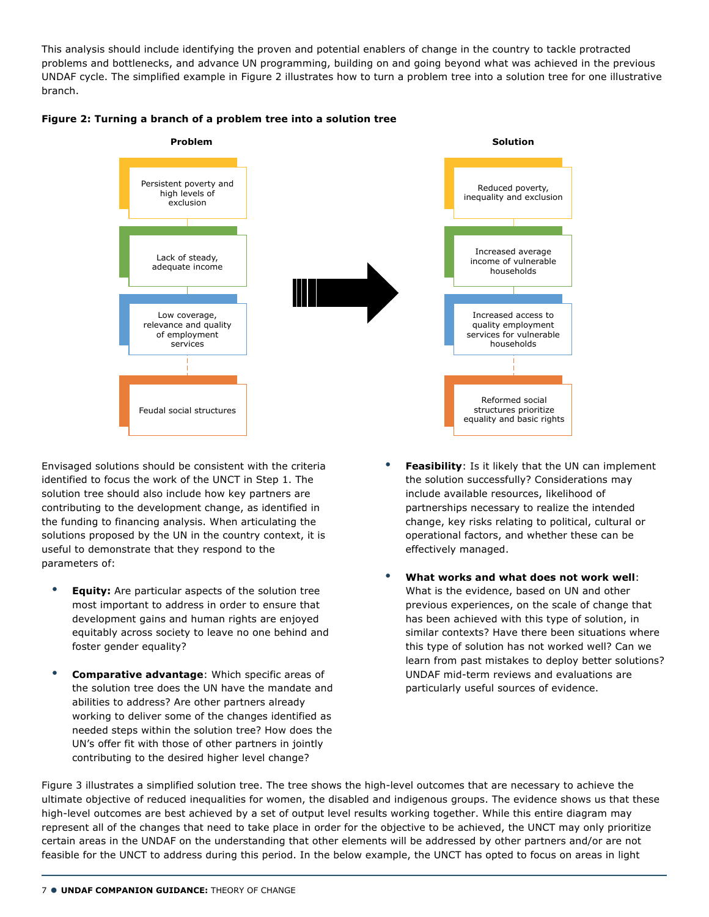This analysis should include identifying the proven and potential enablers of change in the country to tackle protracted problems and bottlenecks, and advance UN programming, building on and going beyond what was achieved in the previous UNDAF cycle. The simplified example in Figure 2 illustrates how to turn a problem tree into a solution tree for one illustrative branch.

**Figure 2: Turning a branch of a problem tree into a solution tree**

| Problem | Solution |
|---|---|
| Persistent poverty and high levels of exclusion | Reduced poverty, inequality and exclusion |
| Lack of steady, adequate income | Increased average income of vulnerable households |
| Low coverage, relevance and quality of employment services | Increased access to quality employment services for vulnerable households |
| Feudal social structures | Reformed social structures prioritize equality and basic rights |

Envisaged solutions should be consistent with the criteria identified to focus the work of the UNCT in Step 1. The solution tree should also include how key partners are contributing to the development change, as identified in the funding to financing analysis. When articulating the solutions proposed by the UN in the country context, it is useful to demonstrate that they respond to the parameters of:

- **Equity:** Are particular aspects of the solution tree most important to address in order to ensure that development gains and human rights are enjoyed equitably across society to leave no one behind and foster gender equality?
- **Comparative advantage**: Which specific areas of the solution tree does the UN have the mandate and abilities to address? Are other partners already working to deliver some of the changes identified as needed steps within the solution tree? How does the UN's offer fit with those of other partners in jointly contributing to the desired higher level change?
- **Feasibility**: Is it likely that the UN can implement the solution successfully? Considerations may include available resources, likelihood of partnerships necessary to realize the intended change, key risks relating to political, cultural or operational factors, and whether these can be effectively managed.
- **What works and what does not work well**: What is the evidence, based on UN and other previous experiences, on the scale of change that has been achieved with this type of solution, in similar contexts? Have there been situations where this type of solution has not worked well? Can we learn from past mistakes to deploy better solutions? UNDAF mid-term reviews and evaluations are particularly useful sources of evidence.

Figure 3 illustrates a simplified solution tree. The tree shows the high-level outcomes that are necessary to achieve the ultimate objective of reduced inequalities for women, the disabled and indigenous groups. The evidence shows us that these high-level outcomes are best achieved by a set of output level results working together. While this entire diagram may represent all of the changes that need to take place in order for the objective to be achieved, the UNCT may only prioritize certain areas in the UNDAF on the understanding that other elements will be addressed by other partners and/or are not feasible for the UNCT to address during this period. In the below example, the UNCT has opted to focus on areas in light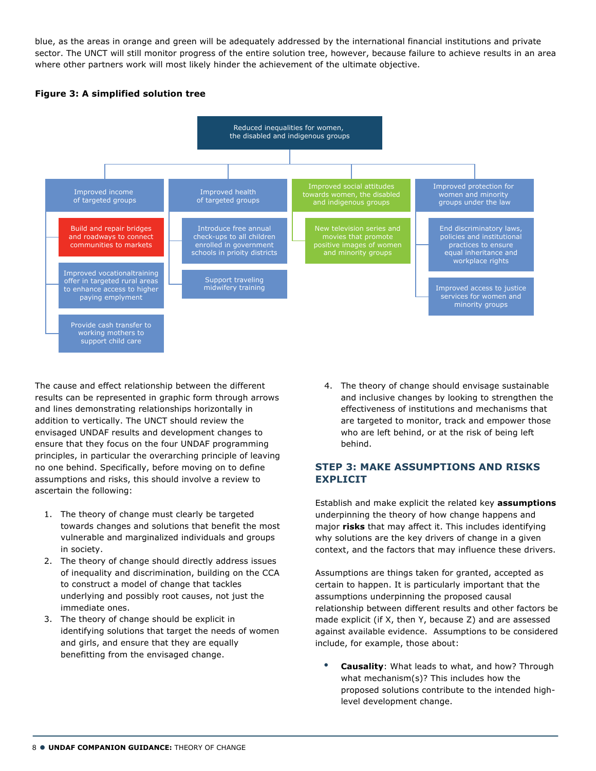blue, as the areas in orange and green will be adequately addressed by the international financial institutions and private sector. The UNCT will still monitor progress of the entire solution tree, however, because failure to achieve results in an area where other partners work will most likely hinder the achievement of the ultimate objective.

**Figure 3: A simplified solution tree**

Reduced inequalities for women, the disabled and indigenous groups

- Improved income of targeted groups
  - Build and repair bridges and roadways to connect communities to markets
  - Improved vocationaltraining offer in targeted rural areas to enhance access to higher paying emplyment
  - Provide cash transfer to working mothers to support child care
- Improved health of targeted groups
  - Introduce free annual check-ups to all children enrolled in government schools in prioity districts
  - Support traveling midwifery training
- Improved social attitudes towards women, the disabled and indigenous groups
  - New television series and movies that promote positive images of women and minority groups
- Improved protection for women and minority groups under the law
  - End discriminatory laws, policies and institutional practices to ensure equal inheritance and workplace rights
  - Improved access to justice services for women and minority groups

The cause and effect relationship between the different results can be represented in graphic form through arrows and lines demonstrating relationships horizontally in addition to vertically. The UNCT should review the envisaged UNDAF results and development changes to ensure that they focus on the four UNDAF programming principles, in particular the overarching principle of leaving no one behind. Specifically, before moving on to define assumptions and risks, this should involve a review to ascertain the following:

1. The theory of change must clearly be targeted towards changes and solutions that benefit the most vulnerable and marginalized individuals and groups in society.
2. The theory of change should directly address issues of inequality and discrimination, building on the CCA to construct a model of change that tackles underlying and possibly root causes, not just the immediate ones.
3. The theory of change should be explicit in identifying solutions that target the needs of women and girls, and ensure that they are equally benefitting from the envisaged change.
4. The theory of change should envisage sustainable and inclusive changes by looking to strengthen the effectiveness of institutions and mechanisms that are targeted to monitor, track and empower those who are left behind, or at the risk of being left behind.

## STEP 3: MAKE ASSUMPTIONS AND RISKS EXPLICIT

Establish and make explicit the related key **assumptions** underpinning the theory of how change happens and major **risks** that may affect it. This includes identifying why solutions are the key drivers of change in a given context, and the factors that may influence these drivers.

Assumptions are things taken for granted, accepted as certain to happen. It is particularly important that the assumptions underpinning the proposed causal relationship between different results and other factors be made explicit (if X, then Y, because Z) and are assessed against available evidence. Assumptions to be considered include, for example, those about:

- **Causality**: What leads to what, and how? Through what mechanism(s)? This includes how the proposed solutions contribute to the intended high-level development change.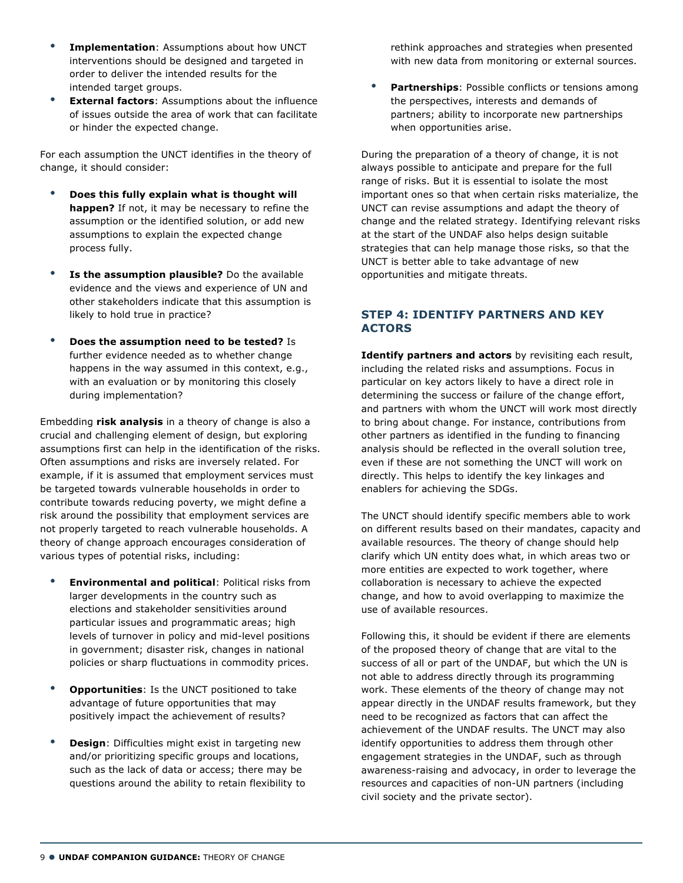- **Implementation**: Assumptions about how UNCT interventions should be designed and targeted in order to deliver the intended results for the intended target groups.
- **External factors**: Assumptions about the influence of issues outside the area of work that can facilitate or hinder the expected change.

For each assumption the UNCT identifies in the theory of change, it should consider:

- **Does this fully explain what is thought will happen?** If not, it may be necessary to refine the assumption or the identified solution, or add new assumptions to explain the expected change process fully.

- **Is the assumption plausible?** Do the available evidence and the views and experience of UN and other stakeholders indicate that this assumption is likely to hold true in practice?

- **Does the assumption need to be tested?** Is further evidence needed as to whether change happens in the way assumed in this context, e.g., with an evaluation or by monitoring this closely during implementation?

Embedding **risk analysis** in a theory of change is also a crucial and challenging element of design, but exploring assumptions first can help in the identification of the risks. Often assumptions and risks are inversely related. For example, if it is assumed that employment services must be targeted towards vulnerable households in order to contribute towards reducing poverty, we might define a risk around the possibility that employment services are not properly targeted to reach vulnerable households. A theory of change approach encourages consideration of various types of potential risks, including:

- **Environmental and political**: Political risks from larger developments in the country such as elections and stakeholder sensitivities around particular issues and programmatic areas; high levels of turnover in policy and mid-level positions in government; disaster risk, changes in national policies or sharp fluctuations in commodity prices.

- **Opportunities**: Is the UNCT positioned to take advantage of future opportunities that may positively impact the achievement of results?

- **Design**: Difficulties might exist in targeting new and/or prioritizing specific groups and locations, such as the lack of data or access; there may be questions around the ability to retain flexibility to rethink approaches and strategies when presented with new data from monitoring or external sources.

- **Partnerships**: Possible conflicts or tensions among the perspectives, interests and demands of partners; ability to incorporate new partnerships when opportunities arise.

During the preparation of a theory of change, it is not always possible to anticipate and prepare for the full range of risks. But it is essential to isolate the most important ones so that when certain risks materialize, the UNCT can revise assumptions and adapt the theory of change and the related strategy. Identifying relevant risks at the start of the UNDAF also helps design suitable strategies that can help manage those risks, so that the UNCT is better able to take advantage of new opportunities and mitigate threats.

## STEP 4: IDENTIFY PARTNERS AND KEY ACTORS

**Identify partners and actors** by revisiting each result, including the related risks and assumptions. Focus in particular on key actors likely to have a direct role in determining the success or failure of the change effort, and partners with whom the UNCT will work most directly to bring about change. For instance, contributions from other partners as identified in the funding to financing analysis should be reflected in the overall solution tree, even if these are not something the UNCT will work on directly. This helps to identify the key linkages and enablers for achieving the SDGs.

The UNCT should identify specific members able to work on different results based on their mandates, capacity and available resources. The theory of change should help clarify which UN entity does what, in which areas two or more entities are expected to work together, where collaboration is necessary to achieve the expected change, and how to avoid overlapping to maximize the use of available resources.

Following this, it should be evident if there are elements of the proposed theory of change that are vital to the success of all or part of the UNDAF, but which the UN is not able to address directly through its programming work. These elements of the theory of change may not appear directly in the UNDAF results framework, but they need to be recognized as factors that can affect the achievement of the UNDAF results. The UNCT may also identify opportunities to address them through other engagement strategies in the UNDAF, such as through awareness-raising and advocacy, in order to leverage the resources and capacities of non-UN partners (including civil society and the private sector).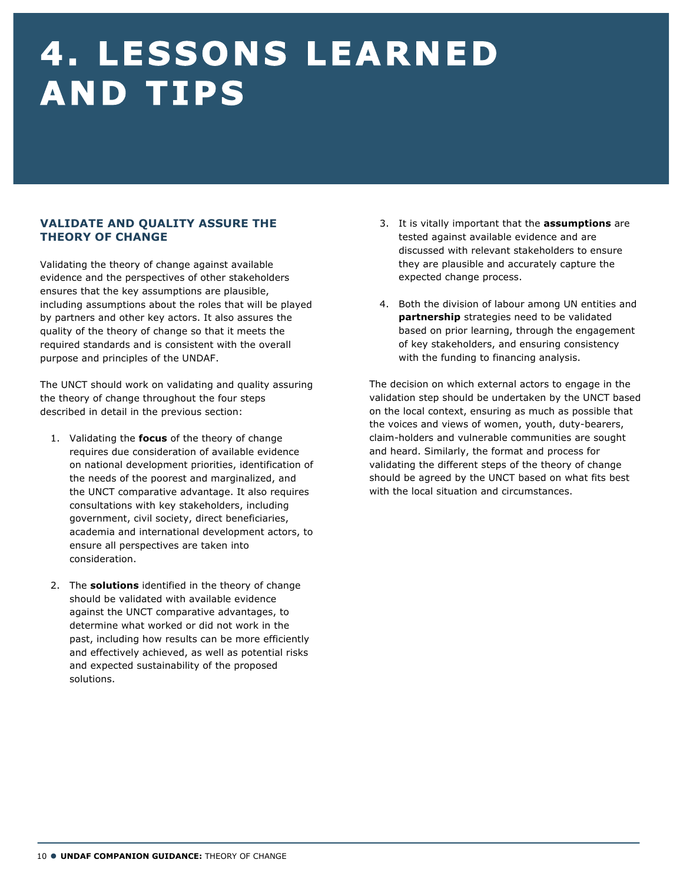# 4. LESSONS LEARNED AND TIPS

## VALIDATE AND QUALITY ASSURE THE THEORY OF CHANGE

Validating the theory of change against available evidence and the perspectives of other stakeholders ensures that the key assumptions are plausible, including assumptions about the roles that will be played by partners and other key actors. It also assures the quality of the theory of change so that it meets the required standards and is consistent with the overall purpose and principles of the UNDAF.

The UNCT should work on validating and quality assuring the theory of change throughout the four steps described in detail in the previous section:

1. Validating the **focus** of the theory of change requires due consideration of available evidence on national development priorities, identification of the needs of the poorest and marginalized, and the UNCT comparative advantage. It also requires consultations with key stakeholders, including government, civil society, direct beneficiaries, academia and international development actors, to ensure all perspectives are taken into consideration.

2. The **solutions** identified in the theory of change should be validated with available evidence against the UNCT comparative advantages, to determine what worked or did not work in the past, including how results can be more efficiently and effectively achieved, as well as potential risks and expected sustainability of the proposed solutions.

3. It is vitally important that the **assumptions** are tested against available evidence and are discussed with relevant stakeholders to ensure they are plausible and accurately capture the expected change process.

4. Both the division of labour among UN entities and **partnership** strategies need to be validated based on prior learning, through the engagement of key stakeholders, and ensuring consistency with the funding to financing analysis.

The decision on which external actors to engage in the validation step should be undertaken by the UNCT based on the local context, ensuring as much as possible that the voices and views of women, youth, duty-bearers, claim-holders and vulnerable communities are sought and heard. Similarly, the format and process for validating the different steps of the theory of change should be agreed by the UNCT based on what fits best with the local situation and circumstances.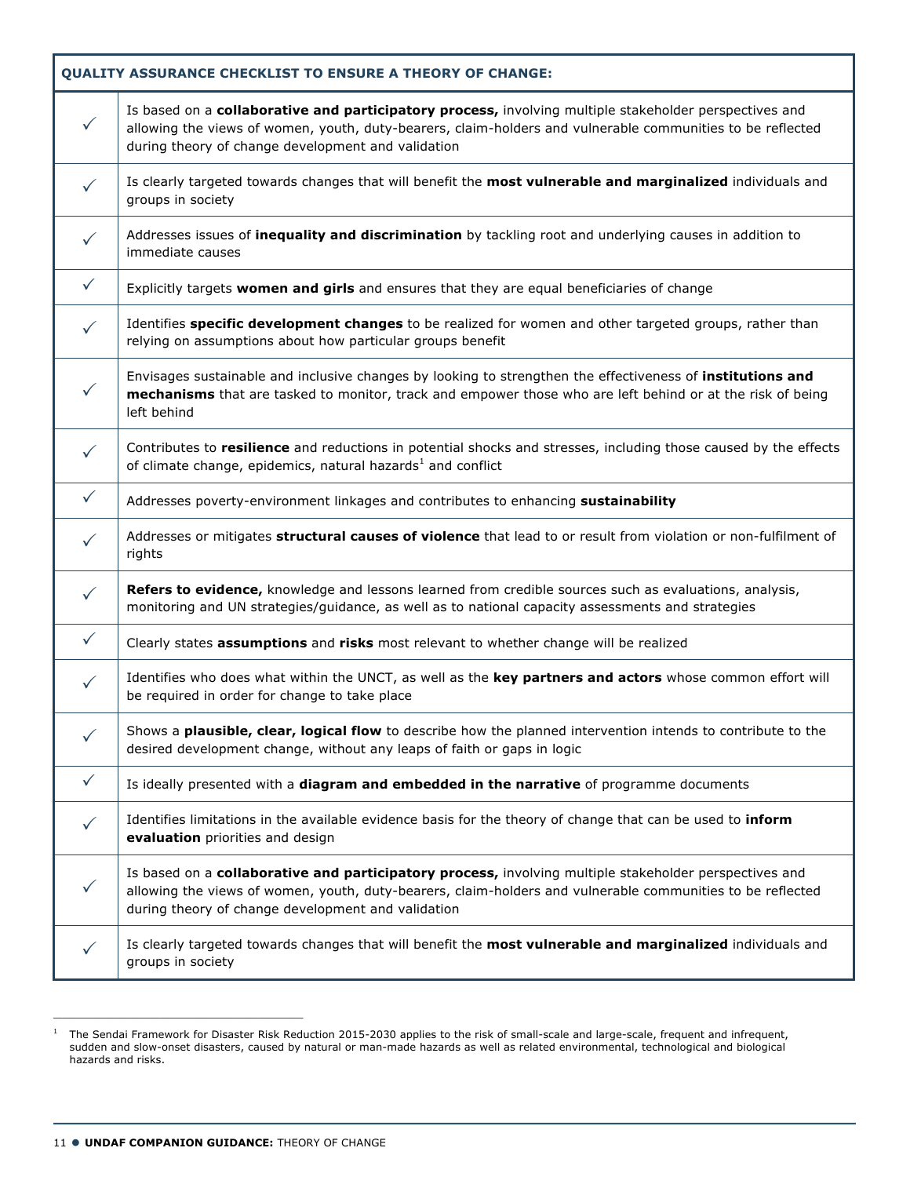| QUALITY ASSURANCE CHECKLIST TO ENSURE A THEORY OF CHANGE: | |
|---|---|
| ✓ | Is based on a **collaborative and participatory process,** involving multiple stakeholder perspectives and allowing the views of women, youth, duty-bearers, claim-holders and vulnerable communities to be reflected during theory of change development and validation |
| ✓ | Is clearly targeted towards changes that will benefit the **most vulnerable and marginalized** individuals and groups in society |
| ✓ | Addresses issues of **inequality and discrimination** by tackling root and underlying causes in addition to immediate causes |
| ✓ | Explicitly targets **women and girls** and ensures that they are equal beneficiaries of change |
| ✓ | Identifies **specific development changes** to be realized for women and other targeted groups, rather than relying on assumptions about how particular groups benefit |
| ✓ | Envisages sustainable and inclusive changes by looking to strengthen the effectiveness of **institutions and mechanisms** that are tasked to monitor, track and empower those who are left behind or at the risk of being left behind |
| ✓ | Contributes to **resilience** and reductions in potential shocks and stresses, including those caused by the effects of climate change, epidemics, natural hazards[1] and conflict |
| ✓ | Addresses poverty-environment linkages and contributes to enhancing **sustainability** |
| ✓ | Addresses or mitigates **structural causes of violence** that lead to or result from violation or non-fulfilment of rights |
| ✓ | **Refers to evidence,** knowledge and lessons learned from credible sources such as evaluations, analysis, monitoring and UN strategies/guidance, as well as to national capacity assessments and strategies |
| ✓ | Clearly states **assumptions** and **risks** most relevant to whether change will be realized |
| ✓ | Identifies who does what within the UNCT, as well as the **key partners and actors** whose common effort will be required in order for change to take place |
| ✓ | Shows a **plausible, clear, logical flow** to describe how the planned intervention intends to contribute to the desired development change, without any leaps of faith or gaps in logic |
| ✓ | Is ideally presented with a **diagram and embedded in the narrative** of programme documents |
| ✓ | Identifies limitations in the available evidence basis for the theory of change that can be used to **inform evaluation** priorities and design |
| ✓ | Is based on a **collaborative and participatory process,** involving multiple stakeholder perspectives and allowing the views of women, youth, duty-bearers, claim-holders and vulnerable communities to be reflected during theory of change development and validation |
| ✓ | Is clearly targeted towards changes that will benefit the **most vulnerable and marginalized** individuals and groups in society |

[1] The Sendai Framework for Disaster Risk Reduction 2015-2030 applies to the risk of small-scale and large-scale, frequent and infrequent, sudden and slow-onset disasters, caused by natural or man-made hazards as well as related environmental, technological and biological hazards and risks.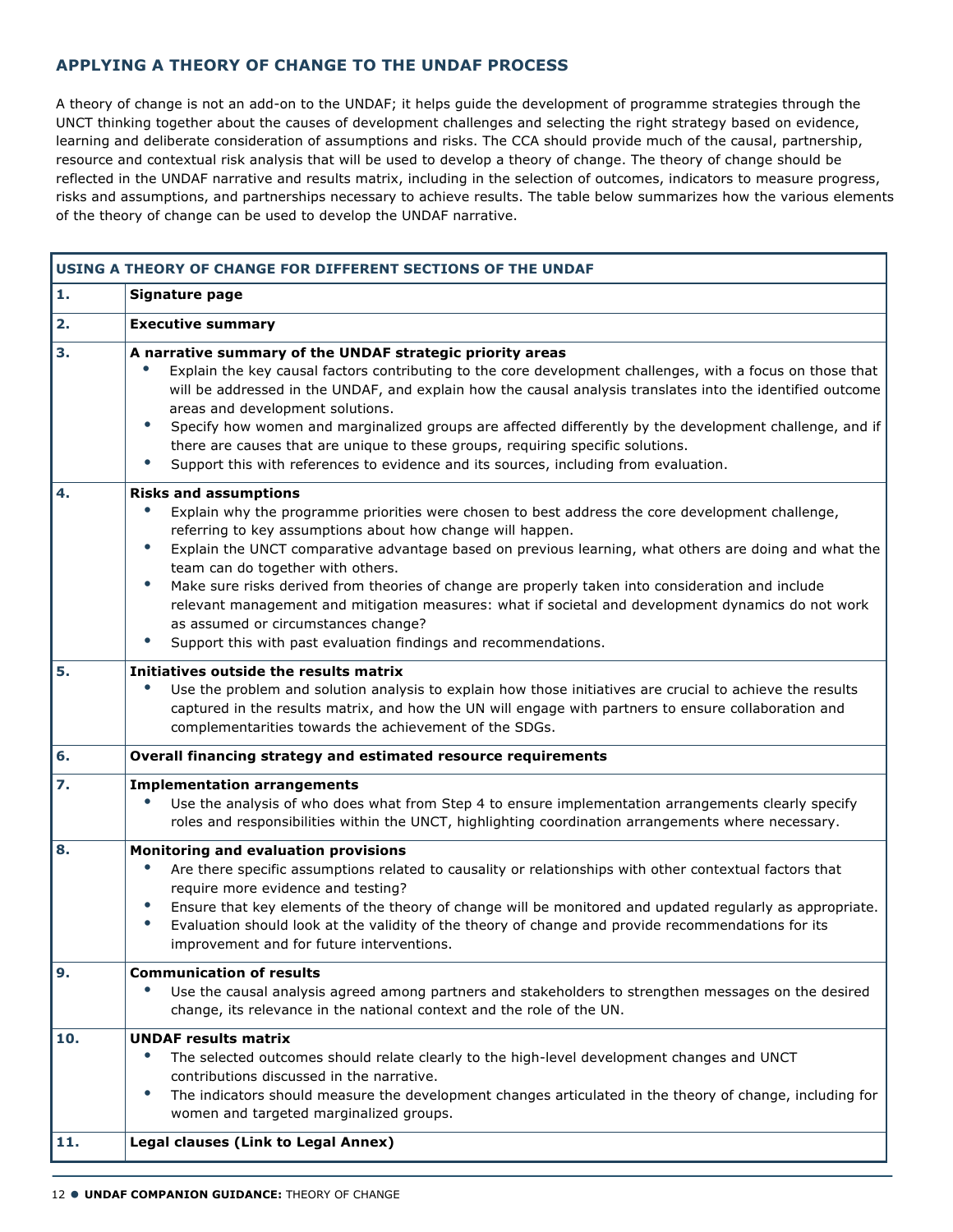## APPLYING A THEORY OF CHANGE TO THE UNDAF PROCESS

A theory of change is not an add-on to the UNDAF; it helps guide the development of programme strategies through the UNCT thinking together about the causes of development challenges and selecting the right strategy based on evidence, learning and deliberate consideration of assumptions and risks. The CCA should provide much of the causal, partnership, resource and contextual risk analysis that will be used to develop a theory of change. The theory of change should be reflected in the UNDAF narrative and results matrix, including in the selection of outcomes, indicators to measure progress, risks and assumptions, and partnerships necessary to achieve results. The table below summarizes how the various elements of the theory of change can be used to develop the UNDAF narrative.

| USING A THEORY OF CHANGE FOR DIFFERENT SECTIONS OF THE UNDAF | |
|---|---|
| **1.** | **Signature page** |
| **2.** | **Executive summary** |
| **3.** | **A narrative summary of the UNDAF strategic priority areas**<br>• Explain the key causal factors contributing to the core development challenges, with a focus on those that will be addressed in the UNDAF, and explain how the causal analysis translates into the identified outcome areas and development solutions.<br>• Specify how women and marginalized groups are affected differently by the development challenge, and if there are causes that are unique to these groups, requiring specific solutions.<br>• Support this with references to evidence and its sources, including from evaluation. |
| **4.** | **Risks and assumptions**<br>• Explain why the programme priorities were chosen to best address the core development challenge, referring to key assumptions about how change will happen.<br>• Explain the UNCT comparative advantage based on previous learning, what others are doing and what the team can do together with others.<br>• Make sure risks derived from theories of change are properly taken into consideration and include relevant management and mitigation measures: what if societal and development dynamics do not work as assumed or circumstances change?<br>• Support this with past evaluation findings and recommendations. |
| **5.** | **Initiatives outside the results matrix**<br>• Use the problem and solution analysis to explain how those initiatives are crucial to achieve the results captured in the results matrix, and how the UN will engage with partners to ensure collaboration and complementarities towards the achievement of the SDGs. |
| **6.** | **Overall financing strategy and estimated resource requirements** |
| **7.** | **Implementation arrangements**<br>• Use the analysis of who does what from Step 4 to ensure implementation arrangements clearly specify roles and responsibilities within the UNCT, highlighting coordination arrangements where necessary. |
| **8.** | **Monitoring and evaluation provisions**<br>• Are there specific assumptions related to causality or relationships with other contextual factors that require more evidence and testing?<br>• Ensure that key elements of the theory of change will be monitored and updated regularly as appropriate.<br>• Evaluation should look at the validity of the theory of change and provide recommendations for its improvement and for future interventions. |
| **9.** | **Communication of results**<br>• Use the causal analysis agreed among partners and stakeholders to strengthen messages on the desired change, its relevance in the national context and the role of the UN. |
| **10.** | **UNDAF results matrix**<br>• The selected outcomes should relate clearly to the high-level development changes and UNCT contributions discussed in the narrative.<br>• The indicators should measure the development changes articulated in the theory of change, including for women and targeted marginalized groups. |
| **11.** | **Legal clauses (Link to Legal Annex)** |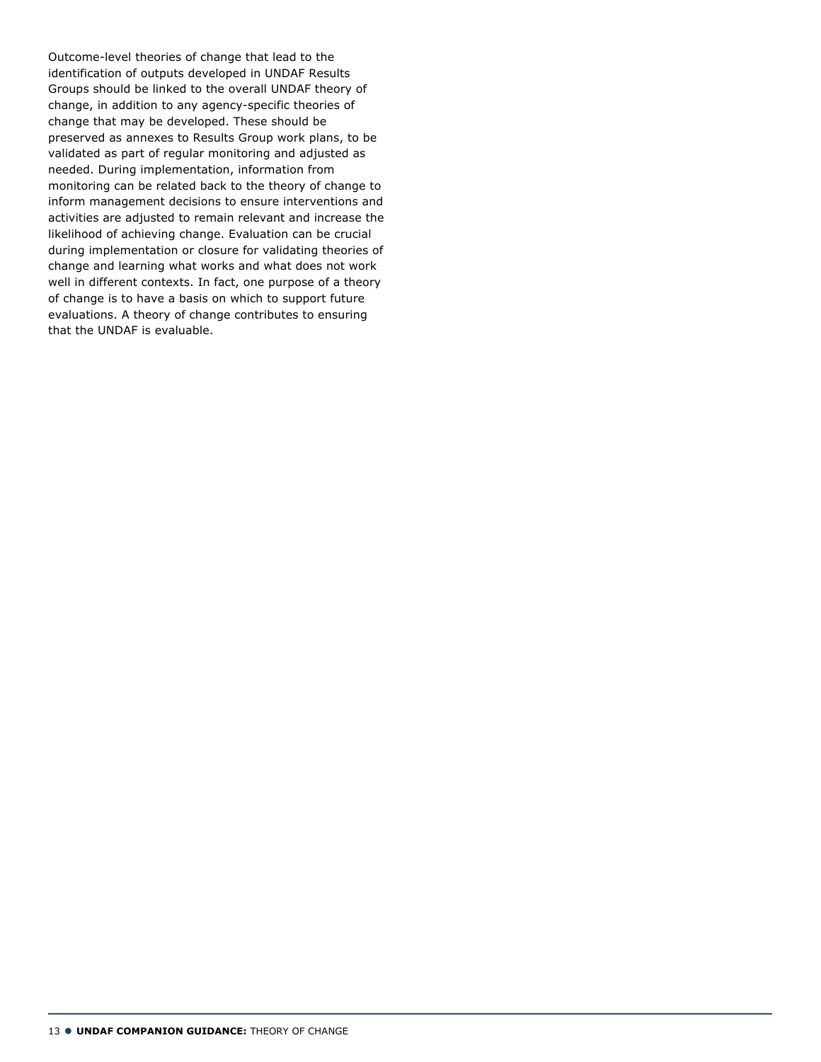Outcome-level theories of change that lead to the identification of outputs developed in UNDAF Results Groups should be linked to the overall UNDAF theory of change, in addition to any agency-specific theories of change that may be developed. These should be preserved as annexes to Results Group work plans, to be validated as part of regular monitoring and adjusted as needed. During implementation, information from monitoring can be related back to the theory of change to inform management decisions to ensure interventions and activities are adjusted to remain relevant and increase the likelihood of achieving change. Evaluation can be crucial during implementation or closure for validating theories of change and learning what works and what does not work well in different contexts. In fact, one purpose of a theory of change is to have a basis on which to support future evaluations. A theory of change contributes to ensuring that the UNDAF is evaluable.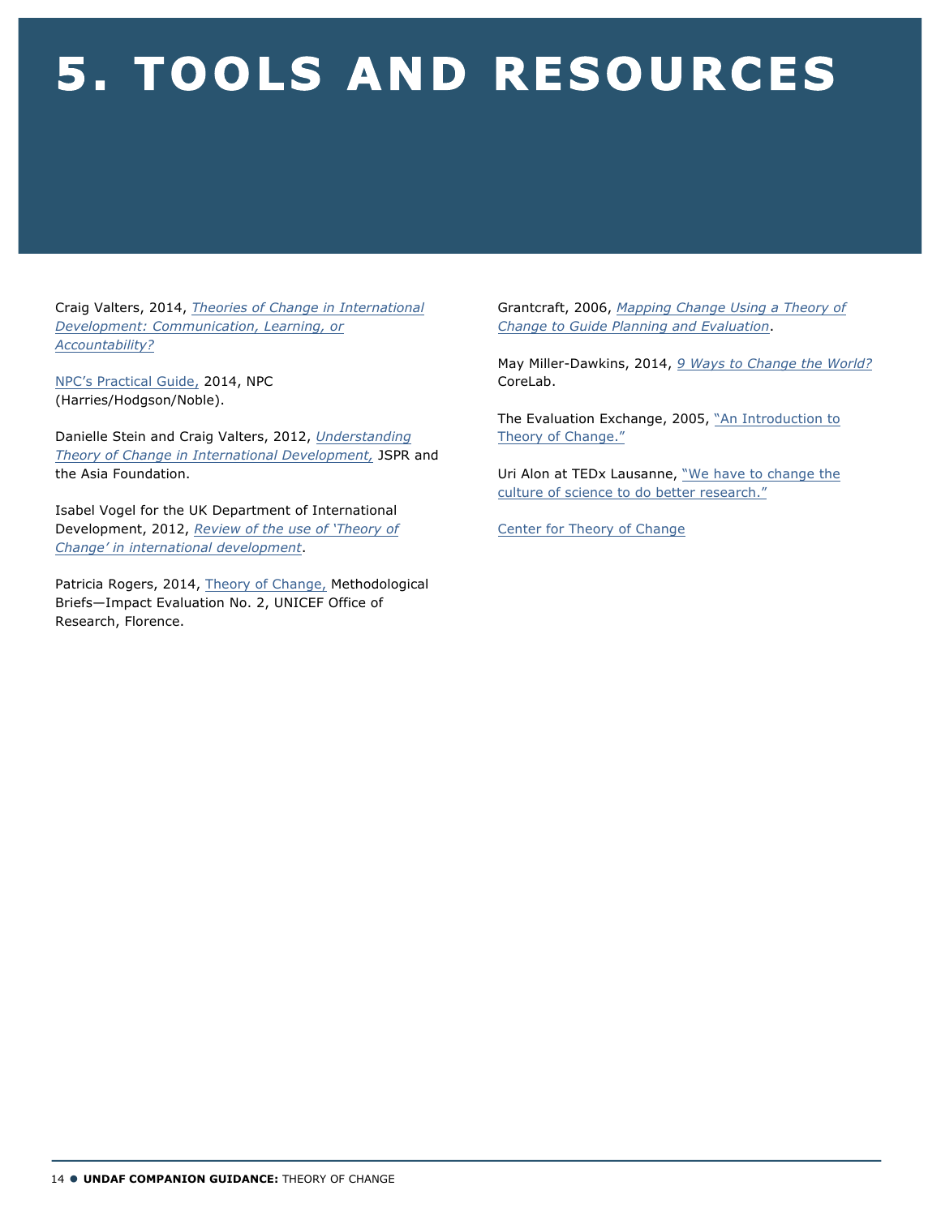# 5. TOOLS AND RESOURCES

Craig Valters, 2014, *Theories of Change in International Development: Communication, Learning, or Accountability?*

NPC's Practical Guide, 2014, NPC (Harries/Hodgson/Noble).

Danielle Stein and Craig Valters, 2012, *Understanding Theory of Change in International Development,* JSPR and the Asia Foundation.

Isabel Vogel for the UK Department of International Development, 2012, *Review of the use of 'Theory of Change' in international development*.

Patricia Rogers, 2014, Theory of Change, Methodological Briefs—Impact Evaluation No. 2, UNICEF Office of Research, Florence.

Grantcraft, 2006, *Mapping Change Using a Theory of Change to Guide Planning and Evaluation*.

May Miller-Dawkins, 2014, *9 Ways to Change the World?* CoreLab.

The Evaluation Exchange, 2005, "An Introduction to Theory of Change."

Uri Alon at TEDx Lausanne, "We have to change the culture of science to do better research."

Center for Theory of Change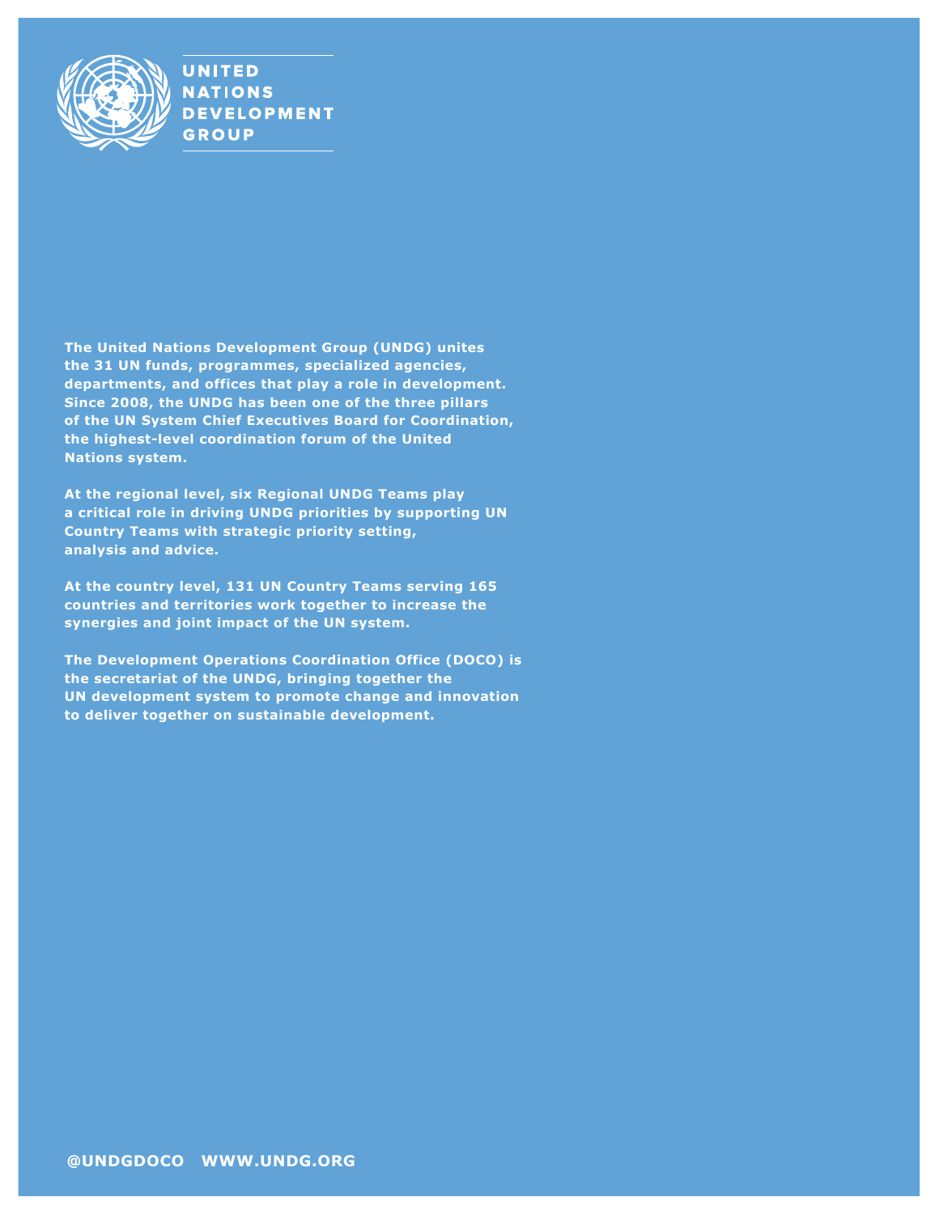**UNITED NATIONS DEVELOPMENT GROUP**

**The United Nations Development Group (UNDG) unites the 31 UN funds, programmes, specialized agencies, departments, and offices that play a role in development. Since 2008, the UNDG has been one of the three pillars of the UN System Chief Executives Board for Coordination, the highest-level coordination forum of the United Nations system.**

**At the regional level, six Regional UNDG Teams play a critical role in driving UNDG priorities by supporting UN Country Teams with strategic priority setting, analysis and advice.**

**At the country level, 131 UN Country Teams serving 165 countries and territories work together to increase the synergies and joint impact of the UN system.**

**The Development Operations Coordination Office (DOCO) is the secretariat of the UNDG, bringing together the UN development system to promote change and innovation to deliver together on sustainable development.**

**@UNDGDOCO WWW.UNDG.ORG**